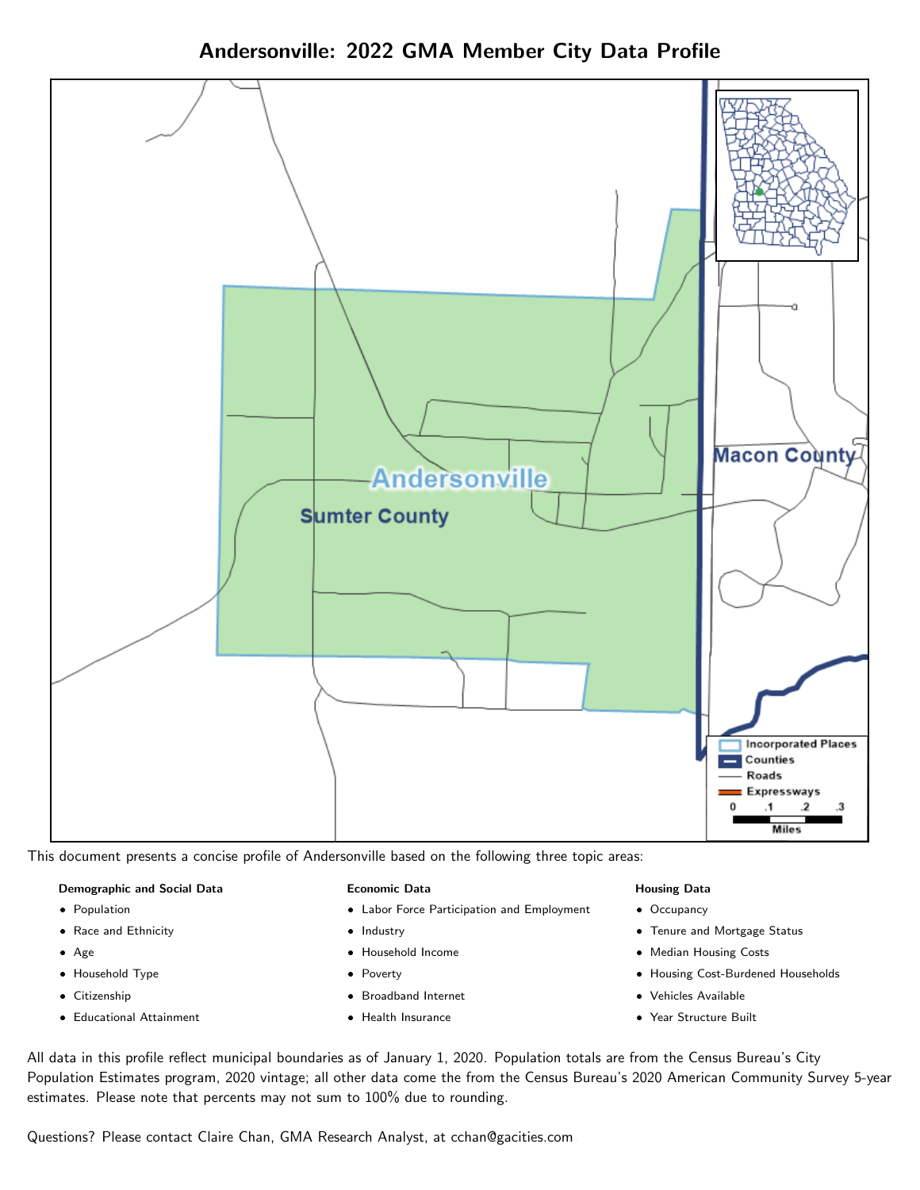# Andersonville: 2022 GMA Member City Data Profile

This document presents a concise profile of Andersonville based on the following three topic areas:

**Demographic and Social Data**

- Population
- Race and Ethnicity
- Age
- Household Type
- Citizenship
- Educational Attainment

**Economic Data**

- Labor Force Participation and Employment
- Industry
- Household Income
- Poverty
- Broadband Internet
- Health Insurance

**Housing Data**

- Occupancy
- Tenure and Mortgage Status
- Median Housing Costs
- Housing Cost-Burdened Households
- Vehicles Available
- Year Structure Built

All data in this profile reflect municipal boundaries as of January 1, 2020. Population totals are from the Census Bureau's City Population Estimates program, 2020 vintage; all other data come the from the Census Bureau's 2020 American Community Survey 5-year estimates. Please note that percents may not sum to 100% due to rounding.

Questions? Please contact Claire Chan, GMA Research Analyst, at cchan@gacities.com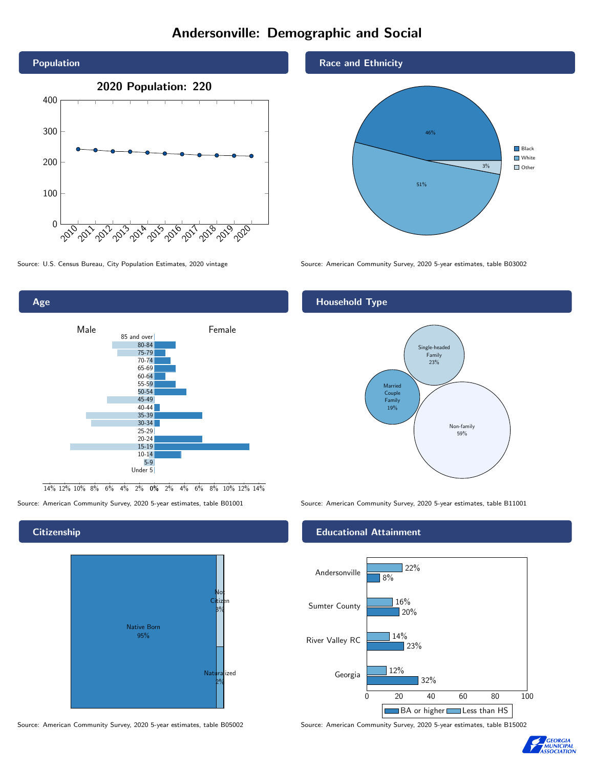# Andersonville: Demographic and Social

## Population

**2020 Population: 220**

Source: U.S. Census Bureau, City Population Estimates, 2020 vintage

## Race and Ethnicity

| Race | Percent |
| --- | --- |
| Black | 46% |
| White | 51% |
| Other | 3% |

Source: American Community Survey, 2020 5-year estimates, table B03002

## Age

Source: American Community Survey, 2020 5-year estimates, table B01001

## Household Type

| Household Type | Percent |
| --- | --- |
| Single-headed Family | 23% |
| Married Couple Family | 19% |
| Non-family | 59% |

Source: American Community Survey, 2020 5-year estimates, table B11001

## Citizenship

| Citizenship | Percent |
| --- | --- |
| Native Born | 95% |
| Not Citizen | 3% |
| Naturalized | 2% |

Source: American Community Survey, 2020 5-year estimates, table B05002

## Educational Attainment

| Area | Less than HS | BA or higher |
| --- | --- | --- |
| Andersonville | 22% | 8% |
| Sumter County | 16% | 20% |
| River Valley RC | 14% | 23% |
| Georgia | 12% | 32% |

Source: American Community Survey, 2020 5-year estimates, table B15002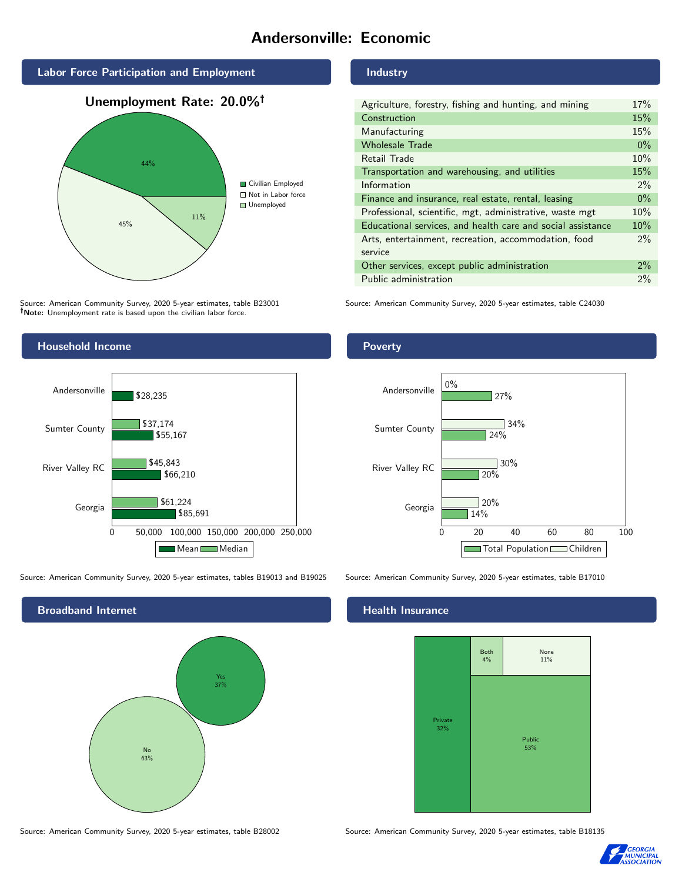# Andersonville: Economic

## Labor Force Participation and Employment

**Unemployment Rate: 20.0%†**

| Category | Percent |
|---|---|
| Civilian Employed | 44% |
| Not in Labor force | 45% |
| Unemployed | 11% |

Source: American Community Survey, 2020 5-year estimates, table B23001
**†Note:** Unemployment rate is based upon the civilian labor force.

## Industry

| Industry | Percent |
|---|---|
| Agriculture, forestry, fishing and hunting, and mining | 17% |
| Construction | 15% |
| Manufacturing | 15% |
| Wholesale Trade | 0% |
| Retail Trade | 10% |
| Transportation and warehousing, and utilities | 15% |
| Information | 2% |
| Finance and insurance, real estate, rental, leasing | 0% |
| Professional, scientific, mgt, administrative, waste mgt | 10% |
| Educational services, and health care and social assistance | 10% |
| Arts, entertainment, recreation, accommodation, food service | 2% |
| Other services, except public administration | 2% |
| Public administration | 2% |

Source: American Community Survey, 2020 5-year estimates, table C24030

## Household Income

| | Median | Mean |
|---|---|---|
| Andersonville | | $28,235 |
| Sumter County | $37,174 | $55,167 |
| River Valley RC | $45,843 | $66,210 |
| Georgia | $61,224 | $85,691 |

Source: American Community Survey, 2020 5-year estimates, tables B19013 and B19025

## Poverty

| | Children | Total Population |
|---|---|---|
| Andersonville | 0% | 27% |
| Sumter County | 34% | 24% |
| River Valley RC | 30% | 20% |
| Georgia | 20% | 14% |

Source: American Community Survey, 2020 5-year estimates, table B17010

## Broadband Internet

| Response | Percent |
|---|---|
| Yes | 37% |
| No | 63% |

Source: American Community Survey, 2020 5-year estimates, table B28002

## Health Insurance

| Type | Percent |
|---|---|
| Private | 32% |
| Both | 4% |
| None | 11% |
| Public | 53% |

Source: American Community Survey, 2020 5-year estimates, table B18135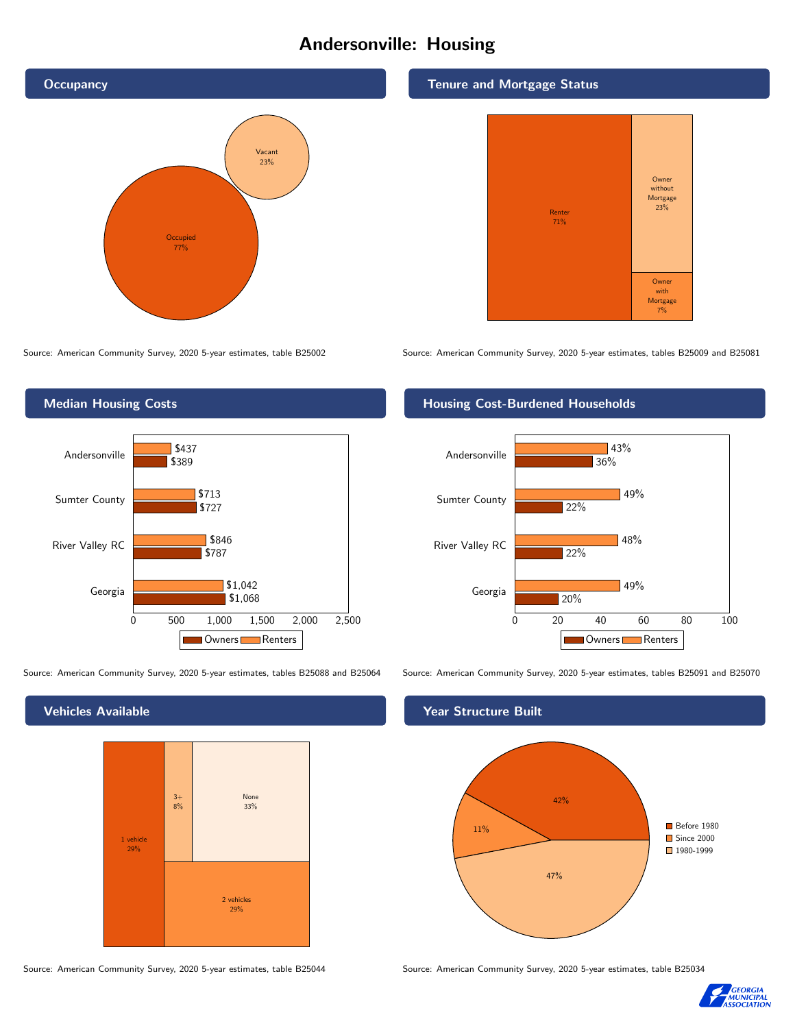# Andersonville: Housing

## Occupancy

Vacant
23%

Occupied
77%

Source: American Community Survey, 2020 5-year estimates, table B25002

## Tenure and Mortgage Status

Renter
71%

Owner without Mortgage
23%

Owner with Mortgage
7%

Source: American Community Survey, 2020 5-year estimates, tables B25009 and B25081

## Median Housing Costs

Andersonville
$437
$389

Sumter County
$713
$727

River Valley RC
$846
$787

Georgia
$1,042
$1,068

0 500 1,000 1,500 2,000 2,500

Owners Renters

Source: American Community Survey, 2020 5-year estimates, tables B25088 and B25064

## Housing Cost-Burdened Households

Andersonville
43%
36%

Sumter County
49%
22%

River Valley RC
48%
22%

Georgia
49%
20%

0 20 40 60 80 100

Owners Renters

Source: American Community Survey, 2020 5-year estimates, tables B25091 and B25070

## Vehicles Available

1 vehicle
29%

3+
8%

None
33%

2 vehicles
29%

Source: American Community Survey, 2020 5-year estimates, table B25044

## Year Structure Built

42%

11%

47%

Before 1980
Since 2000
1980-1999

Source: American Community Survey, 2020 5-year estimates, table B25034

GEORGIA MUNICIPAL ASSOCIATION